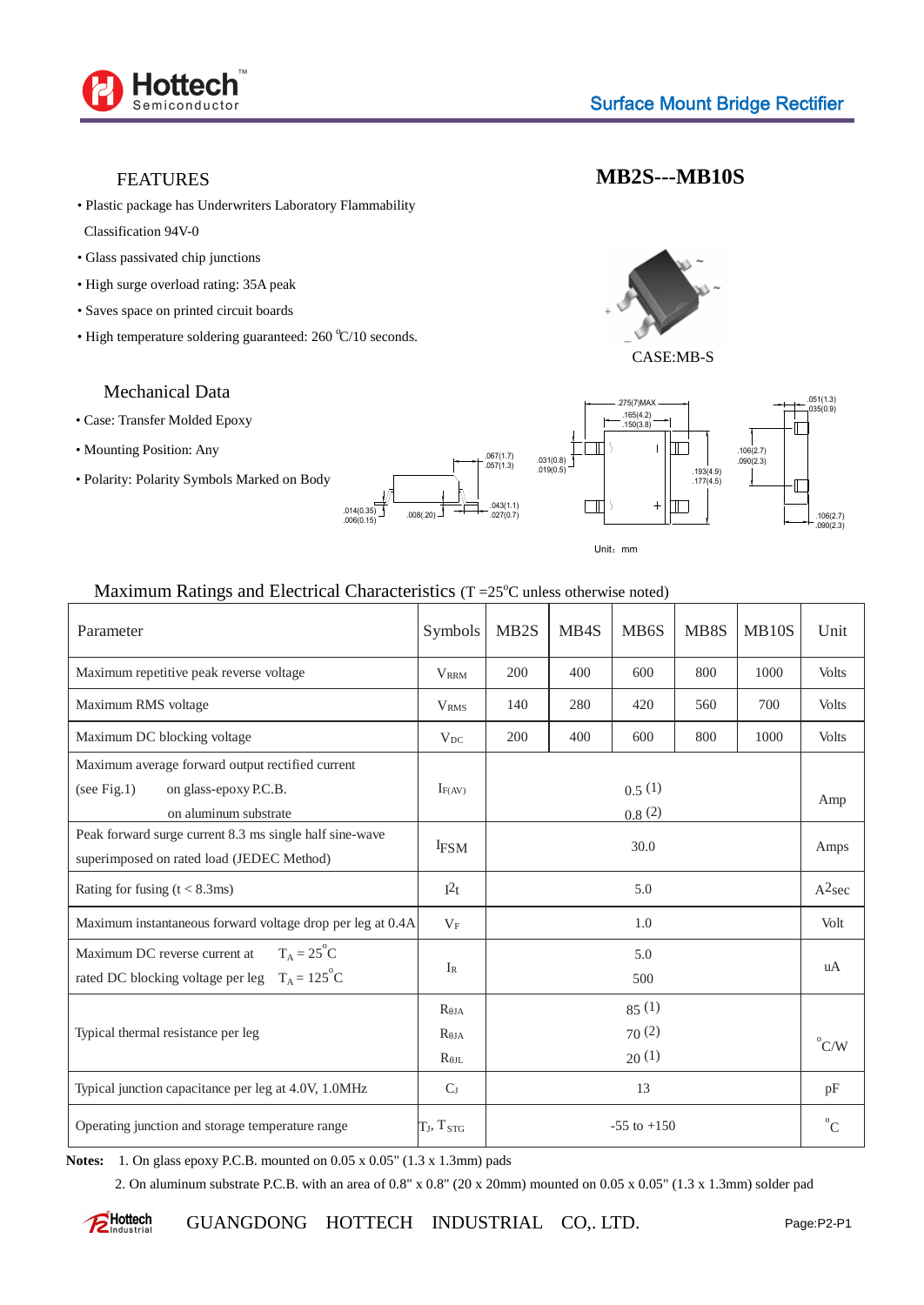**Surface Mount Bridge Rectifier**

# MB2S---MB10S

## FEATURES

- Plastic package has Underwriters Laboratory Flammability Classification 94V-0
- Glass passivated chip junctions
- High surge overload rating: 35A peak
- Saves space on printed circuit boards
- High temperature soldering guaranteed: 260 °C/10 seconds.

CASE:MB-S

## Mechanical Data

- Case: Transfer Molded Epoxy
- Mounting Position: Any
- Polarity: Polarity Symbols Marked on Body

Unit：mm

## Maximum Ratings and Electrical Characteristics (T =25°C unless otherwise noted)

| Parameter | Symbols | MB2S | MB4S | MB6S | MB8S | MB10S | Unit |
|---|---|---|---|---|---|---|---|
| Maximum repetitive peak reverse voltage | $V_{RRM}$ | 200 | 400 | 600 | 800 | 1000 | Volts |
| Maximum RMS voltage | $V_{RMS}$ | 140 | 280 | 420 | 560 | 700 | Volts |
| Maximum DC blocking voltage | $V_{DC}$ | 200 | 400 | 600 | 800 | 1000 | Volts |
| Maximum average forward output rectified current (see Fig.1) on glass-epoxy P.C.B. / on aluminum substrate | $I_{F(AV)}$ | 0.5 (1) / 0.8 (2) | | | | | Amp |
| Peak forward surge current 8.3 ms single half sine-wave superimposed on rated load (JEDEC Method) | $I_{FSM}$ | 30.0 | | | | | Amps |
| Rating for fusing (t < 8.3ms) | $I^2t$ | 5.0 | | | | | $A^2sec$ |
| Maximum instantaneous forward voltage drop per leg at 0.4A | $V_F$ | 1.0 | | | | | Volt |
| Maximum DC reverse current at rated DC blocking voltage per leg $T_A = 25^{\circ}C$ / $T_A = 125^{\circ}C$ | $I_R$ | 5.0 / 500 | | | | | uA |
| Typical thermal resistance per leg | $R_{\theta JA}$ / $R_{\theta JA}$ / $R_{\theta JL}$ | 85 (1) / 70 (2) / 20 (1) | | | | | °C/W |
| Typical junction capacitance per leg at 4.0V, 1.0MHz | $C_J$ | 13 | | | | | pF |
| Operating junction and storage temperature range | $T_J$, $T_{STG}$ | -55 to +150 | | | | | °C |

**Notes:** 1. On glass epoxy P.C.B. mounted on 0.05 x 0.05" (1.3 x 1.3mm) pads

2. On aluminum substrate P.C.B. with an area of 0.8" x 0.8" (20 x 20mm) mounted on 0.05 x 0.05" (1.3 x 1.3mm) solder pad

GUANGDONG HOTTECH INDUSTRIAL CO,. LTD.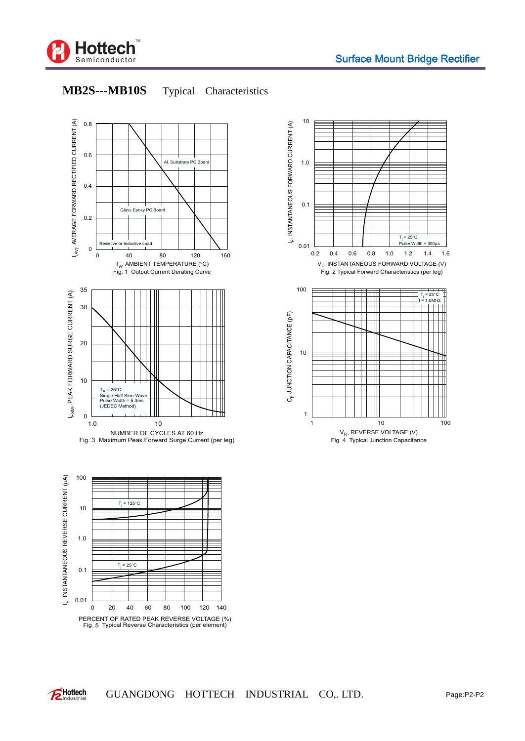## MB2S---MB10S Typical Characteristics

$I_{(AV)}$, AVERAGE FORWARD RECTIFIED CURRENT (A)

0.8
0.6
0.4
0.2
0

0 40 80 120 160

Al. Substrate PC Board

Glass Epoxy PC Board

Resistive or Inductive Load

$T_A$, AMBIENT TEMPERATURE (°C)

Fig. 1 Output Current Derating Curve

$I_F$, INSTANTANEOUS FORWARD CURRENT (A)

10
1.0
0.1
0.01

0.2 0.4 0.6 0.8 1.0 1.2 1.4 1.6

$T_j$ = 25°C
Pulse Width = 300µs

$V_F$, INSTANTANEOUS FORWARD VOLTAGE (V)

Fig. 2 Typical Forward Characteristics (per leg)

$I_{FSM}$, PEAK FORWARD SURGE CURRENT (A)

35
30
20
10
0

1.0 10

$T_A$ = 25°C
Single Half Sine-Wave
Pulse Width = 5.3ms
(JEDEC Method)

NUMBER OF CYCLES AT 60 Hz

Fig. 3 Maximum Peak Forward Surge Current (per leg)

$C_j$, JUNCTION CAPACITANCE (pF)

100
10
1

1 10 100

$T_j$ = 25°C
f = 1.0MHz

$V_R$, REVERSE VOLTAGE (V)

Fig. 4 Typical Junction Capacitance

$I_R$, INSTANTANEOUS REVERSE CURRENT (µA)

100
10
1.0
0.1
0.01

0 20 40 60 80 100 120 140

$T_j$ = 125°C

$T_j$ = 25°C

PERCENT OF RATED PEAK REVERSE VOLTAGE (%)

Fig. 5 Typical Reverse Characteristics (per element)

GUANGDONG HOTTECH INDUSTRIAL CO,. LTD.